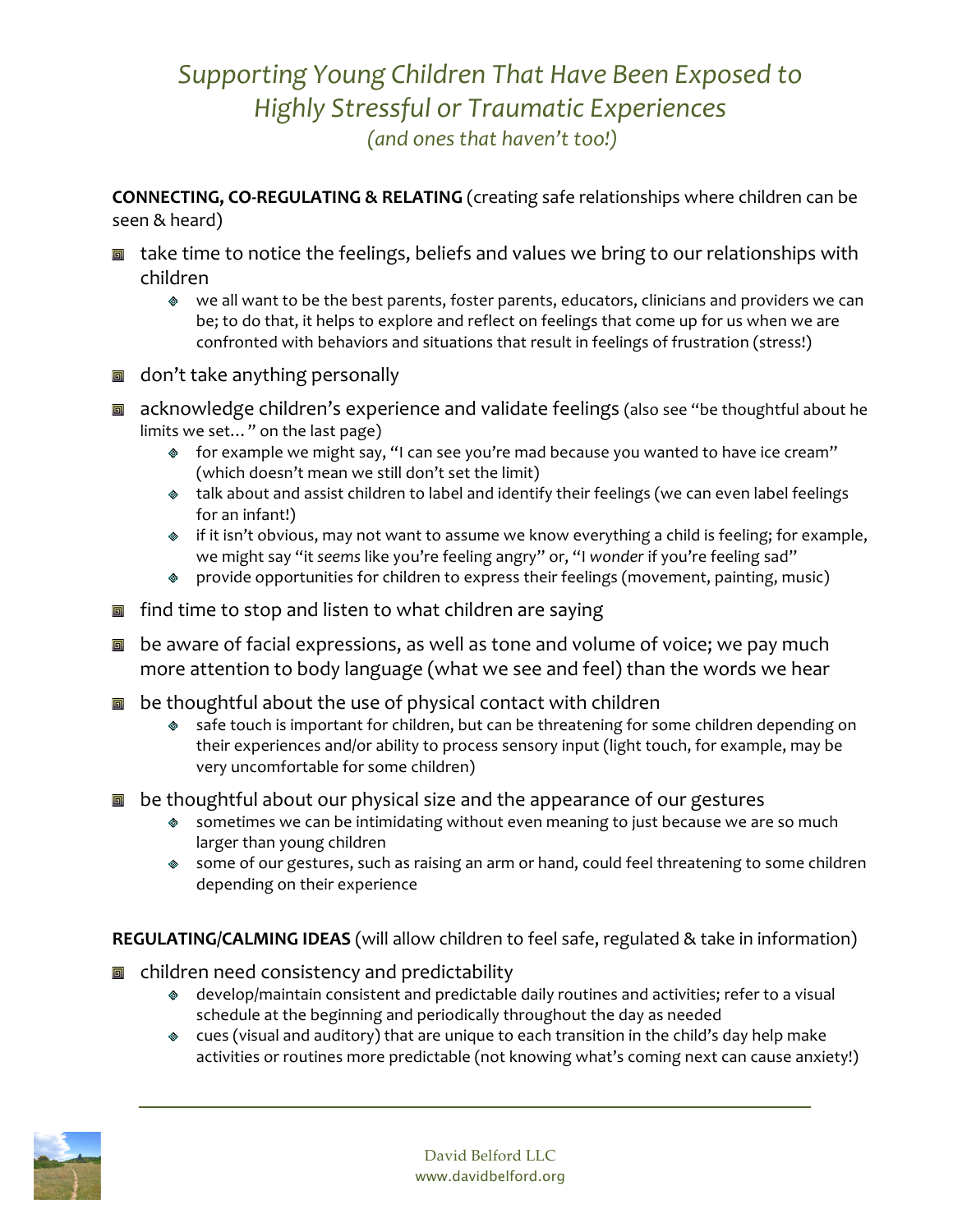# *Supporting Young Children That Have Been Exposed to Highly Stressful or Traumatic Experiences*

*(and ones that haven't too!)*

**CONNECTING, CO-REGULATING & RELATING** (creating safe relationships where children can be seen & heard)

- take time to notice the feelings, beliefs and values we bring to our relationships with children
  - we all want to be the best parents, foster parents, educators, clinicians and providers we can be; to do that, it helps to explore and reflect on feelings that come up for us when we are confronted with behaviors and situations that result in feelings of frustration (stress!)
- don't take anything personally
- acknowledge children's experience and validate feelings (also see "be thoughtful about he limits we set…" on the last page)
  - for example we might say, "I can see you're mad because you wanted to have ice cream" (which doesn't mean we still don't set the limit)
  - talk about and assist children to label and identify their feelings (we can even label feelings for an infant!)
  - if it isn't obvious, may not want to assume we know everything a child is feeling; for example, we might say "it *seems* like you're feeling angry" or, "I *wonder* if you're feeling sad"
  - provide opportunities for children to express their feelings (movement, painting, music)
- find time to stop and listen to what children are saying
- be aware of facial expressions, as well as tone and volume of voice; we pay much more attention to body language (what we see and feel) than the words we hear
- be thoughtful about the use of physical contact with children
  - safe touch is important for children, but can be threatening for some children depending on their experiences and/or ability to process sensory input (light touch, for example, may be very uncomfortable for some children)
- be thoughtful about our physical size and the appearance of our gestures
  - sometimes we can be intimidating without even meaning to just because we are so much larger than young children
  - some of our gestures, such as raising an arm or hand, could feel threatening to some children depending on their experience

**REGULATING/CALMING IDEAS** (will allow children to feel safe, regulated & take in information)

- children need consistency and predictability
  - develop/maintain consistent and predictable daily routines and activities; refer to a visual schedule at the beginning and periodically throughout the day as needed
  - cues (visual and auditory) that are unique to each transition in the child's day help make activities or routines more predictable (not knowing what's coming next can cause anxiety!)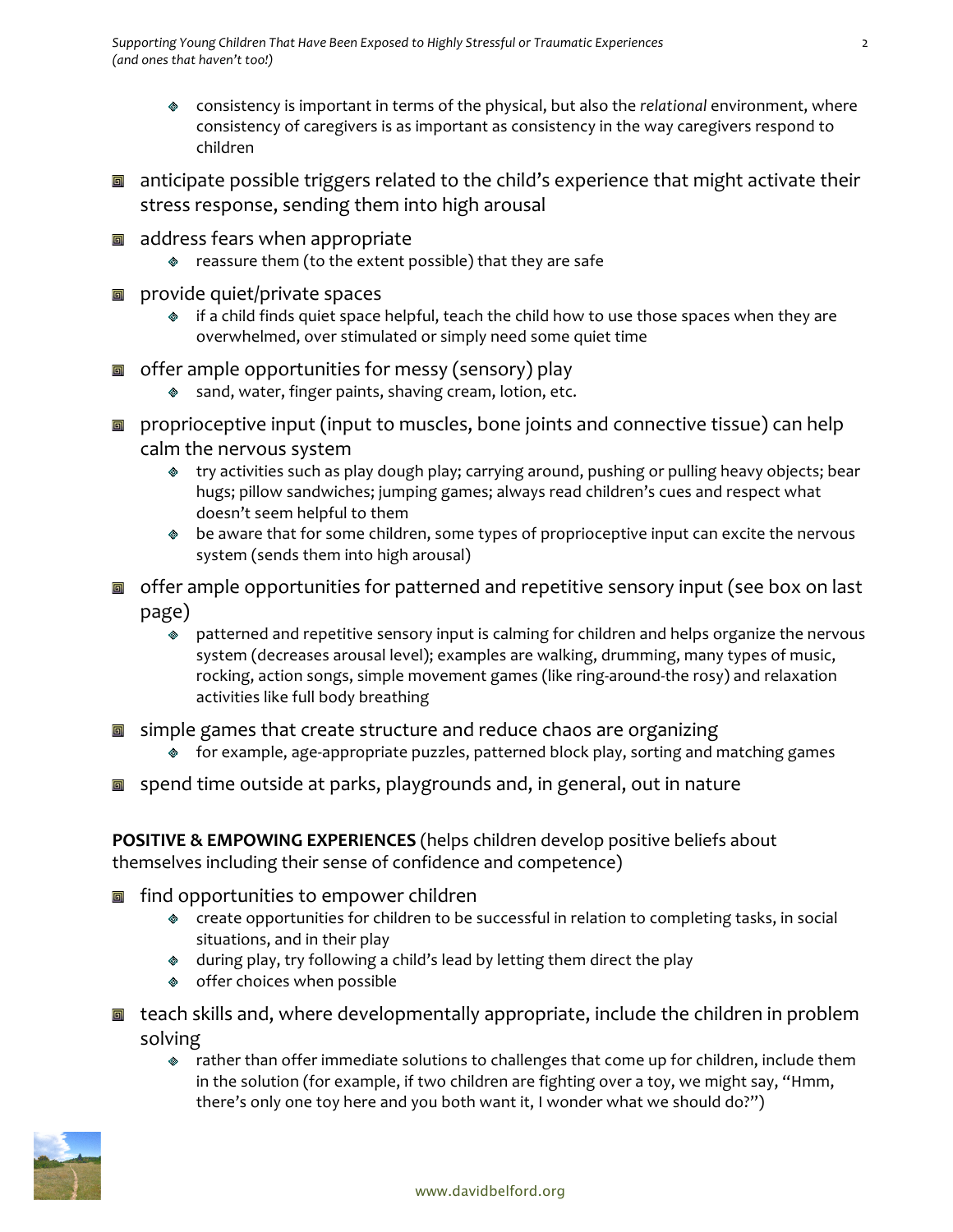- consistency is important in terms of the physical, but also the *relational* environment, where consistency of caregivers is as important as consistency in the way caregivers respond to children

- anticipate possible triggers related to the child's experience that might activate their stress response, sending them into high arousal

- address fears when appropriate
  - reassure them (to the extent possible) that they are safe

- provide quiet/private spaces
  - if a child finds quiet space helpful, teach the child how to use those spaces when they are overwhelmed, over stimulated or simply need some quiet time

- offer ample opportunities for messy (sensory) play
  - sand, water, finger paints, shaving cream, lotion, etc.

- proprioceptive input (input to muscles, bone joints and connective tissue) can help calm the nervous system
  - try activities such as play dough play; carrying around, pushing or pulling heavy objects; bear hugs; pillow sandwiches; jumping games; always read children's cues and respect what doesn't seem helpful to them
  - be aware that for some children, some types of proprioceptive input can excite the nervous system (sends them into high arousal)

- offer ample opportunities for patterned and repetitive sensory input (see box on last page)
  - patterned and repetitive sensory input is calming for children and helps organize the nervous system (decreases arousal level); examples are walking, drumming, many types of music, rocking, action songs, simple movement games (like ring-around-the rosy) and relaxation activities like full body breathing

- simple games that create structure and reduce chaos are organizing
  - for example, age-appropriate puzzles, patterned block play, sorting and matching games

- spend time outside at parks, playgrounds and, in general, out in nature

**POSITIVE & EMPOWING EXPERIENCES** (helps children develop positive beliefs about themselves including their sense of confidence and competence)

- find opportunities to empower children
  - create opportunities for children to be successful in relation to completing tasks, in social situations, and in their play
  - during play, try following a child's lead by letting them direct the play
  - offer choices when possible

- teach skills and, where developmentally appropriate, include the children in problem solving
  - rather than offer immediate solutions to challenges that come up for children, include them in the solution (for example, if two children are fighting over a toy, we might say, "Hmm, there's only one toy here and you both want it, I wonder what we should do?")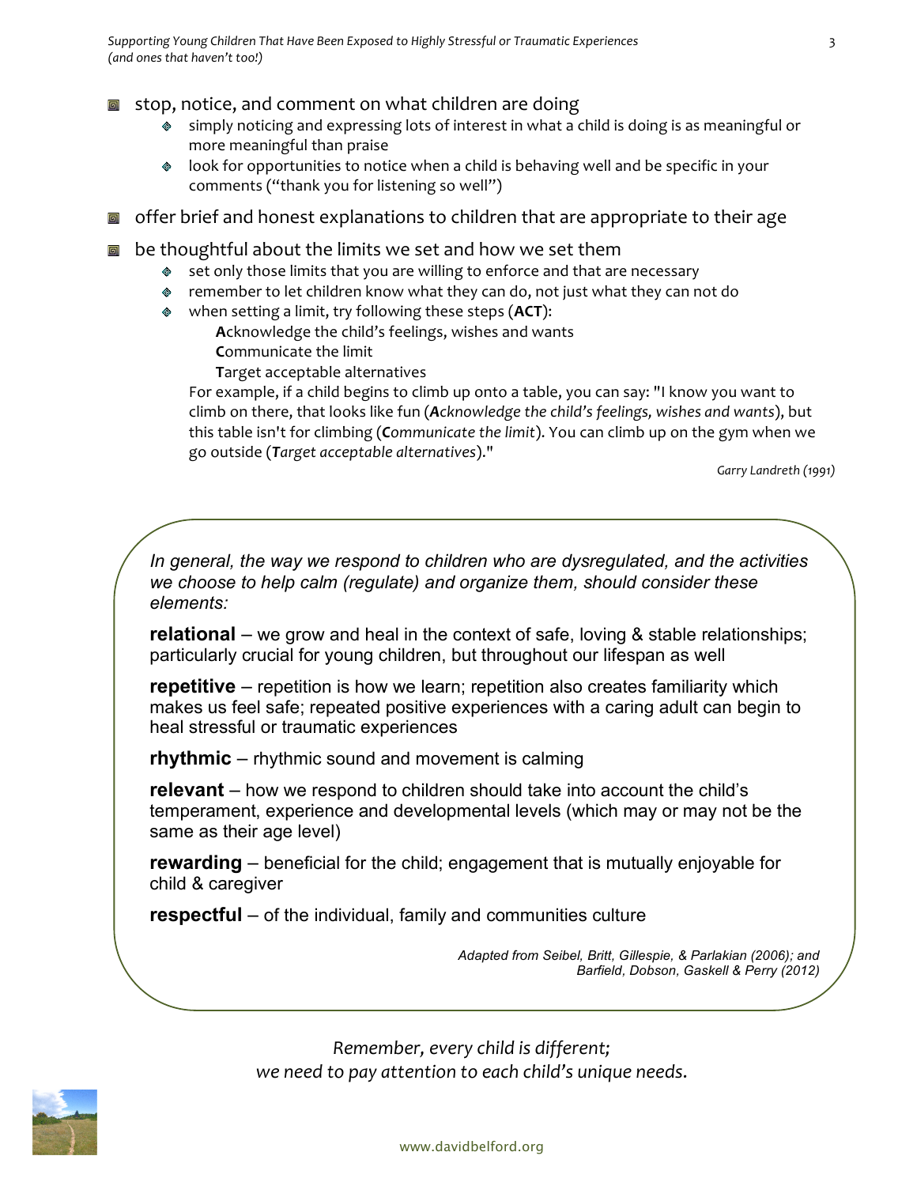- stop, notice, and comment on what children are doing
  - simply noticing and expressing lots of interest in what a child is doing is as meaningful or more meaningful than praise
  - look for opportunities to notice when a child is behaving well and be specific in your comments ("thank you for listening so well")
- offer brief and honest explanations to children that are appropriate to their age
- be thoughtful about the limits we set and how we set them
  - set only those limits that you are willing to enforce and that are necessary
  - remember to let children know what they can do, not just what they can not do
  - when setting a limit, try following these steps (**ACT**):

    **A**cknowledge the child's feelings, wishes and wants
    **C**ommunicate the limit
    **T**arget acceptable alternatives

    For example, if a child begins to climb up onto a table, you can say: "I know you want to climb on there, that looks like fun (***A****cknowledge the child's feelings, wishes and wants*), but this table isn't for climbing (***C****ommunicate the limit*). You can climb up on the gym when we go outside (***T****arget acceptable alternatives*)."

*Garry Landreth (1991)*

*In general, the way we respond to children who are dysregulated, and the activities we choose to help calm (regulate) and organize them, should consider these elements:*

**relational** – we grow and heal in the context of safe, loving & stable relationships; particularly crucial for young children, but throughout our lifespan as well

**repetitive** – repetition is how we learn; repetition also creates familiarity which makes us feel safe; repeated positive experiences with a caring adult can begin to heal stressful or traumatic experiences

**rhythmic** – rhythmic sound and movement is calming

**relevant** – how we respond to children should take into account the child's temperament, experience and developmental levels (which may or may not be the same as their age level)

**rewarding** – beneficial for the child; engagement that is mutually enjoyable for child & caregiver

**respectful** – of the individual, family and communities culture

*Adapted from Seibel, Britt, Gillespie, & Parlakian (2006); and Barfield, Dobson, Gaskell & Perry (2012)*

*Remember, every child is different;*
*we need to pay attention to each child's unique needs.*

www.davidbelford.org